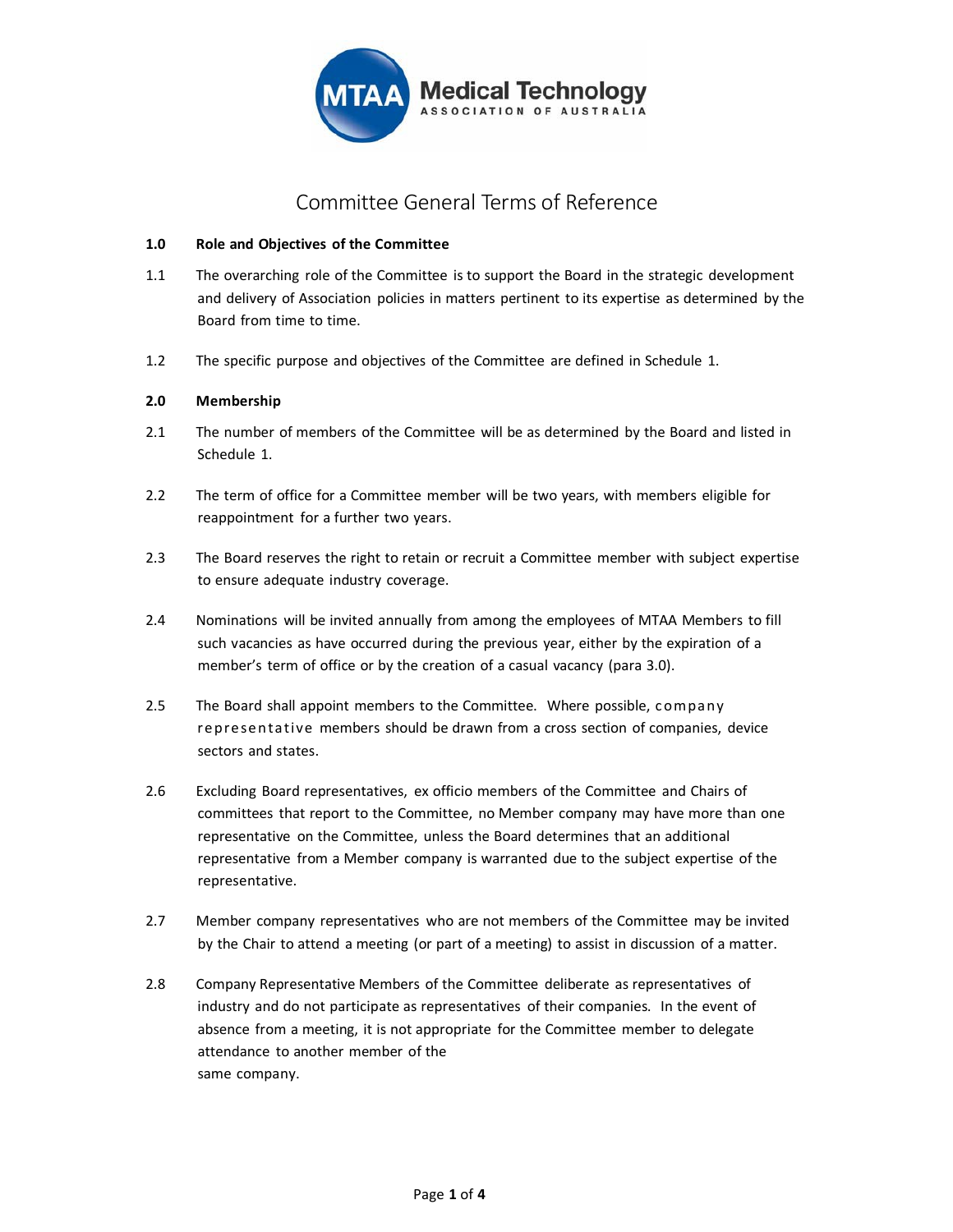MTAA Medical Technology Association of Australia

# Committee General Terms of Reference

**1.0 Role and Objectives of the Committee**

1.1 The overarching role of the Committee is to support the Board in the strategic development and delivery of Association policies in matters pertinent to its expertise as determined by the Board from time to time.

1.2 The specific purpose and objectives of the Committee are defined in Schedule 1.

**2.0 Membership**

2.1 The number of members of the Committee will be as determined by the Board and listed in Schedule 1.

2.2 The term of office for a Committee member will be two years, with members eligible for reappointment for a further two years.

2.3 The Board reserves the right to retain or recruit a Committee member with subject expertise to ensure adequate industry coverage.

2.4 Nominations will be invited annually from among the employees of MTAA Members to fill such vacancies as have occurred during the previous year, either by the expiration of a member's term of office or by the creation of a casual vacancy (para 3.0).

2.5 The Board shall appoint members to the Committee. Where possible, company representative members should be drawn from a cross section of companies, device sectors and states.

2.6 Excluding Board representatives, ex officio members of the Committee and Chairs of committees that report to the Committee, no Member company may have more than one representative on the Committee, unless the Board determines that an additional representative from a Member company is warranted due to the subject expertise of the representative.

2.7 Member company representatives who are not members of the Committee may be invited by the Chair to attend a meeting (or part of a meeting) to assist in discussion of a matter.

2.8 Company Representative Members of the Committee deliberate as representatives of industry and do not participate as representatives of their companies. In the event of absence from a meeting, it is not appropriate for the Committee member to delegate attendance to another member of the same company.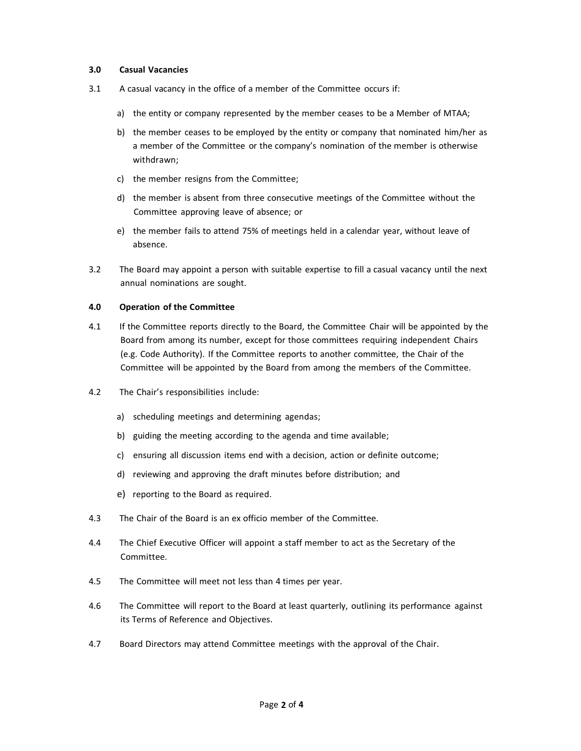## 3.0 Casual Vacancies

3.1 A casual vacancy in the office of a member of the Committee occurs if:

a) the entity or company represented by the member ceases to be a Member of MTAA;

b) the member ceases to be employed by the entity or company that nominated him/her as a member of the Committee or the company's nomination of the member is otherwise withdrawn;

c) the member resigns from the Committee;

d) the member is absent from three consecutive meetings of the Committee without the Committee approving leave of absence; or

e) the member fails to attend 75% of meetings held in a calendar year, without leave of absence.

3.2 The Board may appoint a person with suitable expertise to fill a casual vacancy until the next annual nominations are sought.

## 4.0 Operation of the Committee

4.1 If the Committee reports directly to the Board, the Committee Chair will be appointed by the Board from among its number, except for those committees requiring independent Chairs (e.g. Code Authority). If the Committee reports to another committee, the Chair of the Committee will be appointed by the Board from among the members of the Committee.

4.2 The Chair's responsibilities include:

a) scheduling meetings and determining agendas;

b) guiding the meeting according to the agenda and time available;

c) ensuring all discussion items end with a decision, action or definite outcome;

d) reviewing and approving the draft minutes before distribution; and

e) reporting to the Board as required.

4.3 The Chair of the Board is an ex officio member of the Committee.

4.4 The Chief Executive Officer will appoint a staff member to act as the Secretary of the Committee.

4.5 The Committee will meet not less than 4 times per year.

4.6 The Committee will report to the Board at least quarterly, outlining its performance against its Terms of Reference and Objectives.

4.7 Board Directors may attend Committee meetings with the approval of the Chair.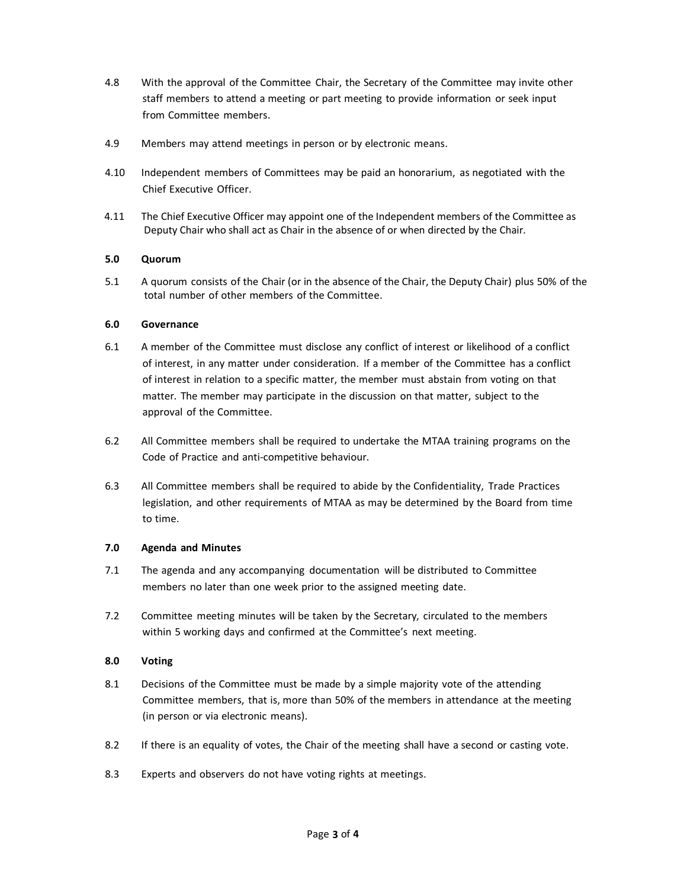4.8 With the approval of the Committee Chair, the Secretary of the Committee may invite other staff members to attend a meeting or part meeting to provide information or seek input from Committee members.

4.9 Members may attend meetings in person or by electronic means.

4.10 Independent members of Committees may be paid an honorarium, as negotiated with the Chief Executive Officer.

4.11 The Chief Executive Officer may appoint one of the Independent members of the Committee as Deputy Chair who shall act as Chair in the absence of or when directed by the Chair.

**5.0 Quorum**

5.1 A quorum consists of the Chair (or in the absence of the Chair, the Deputy Chair) plus 50% of the total number of other members of the Committee.

**6.0 Governance**

6.1 A member of the Committee must disclose any conflict of interest or likelihood of a conflict of interest, in any matter under consideration. If a member of the Committee has a conflict of interest in relation to a specific matter, the member must abstain from voting on that matter. The member may participate in the discussion on that matter, subject to the approval of the Committee.

6.2 All Committee members shall be required to undertake the MTAA training programs on the Code of Practice and anti-competitive behaviour.

6.3 All Committee members shall be required to abide by the Confidentiality, Trade Practices legislation, and other requirements of MTAA as may be determined by the Board from time to time.

**7.0 Agenda and Minutes**

7.1 The agenda and any accompanying documentation will be distributed to Committee members no later than one week prior to the assigned meeting date.

7.2 Committee meeting minutes will be taken by the Secretary, circulated to the members within 5 working days and confirmed at the Committee's next meeting.

**8.0 Voting**

8.1 Decisions of the Committee must be made by a simple majority vote of the attending Committee members, that is, more than 50% of the members in attendance at the meeting (in person or via electronic means).

8.2 If there is an equality of votes, the Chair of the meeting shall have a second or casting vote.

8.3 Experts and observers do not have voting rights at meetings.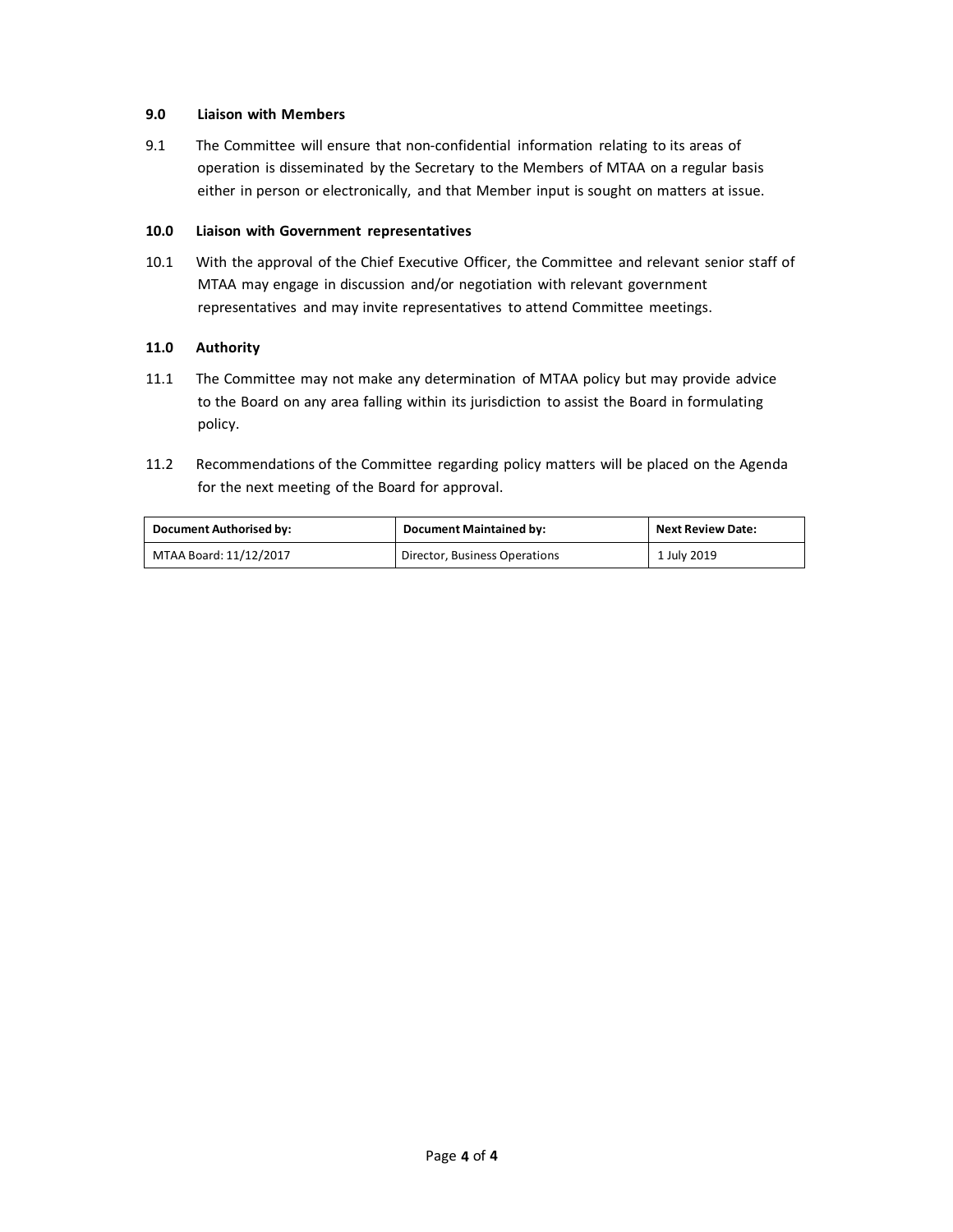### 9.0 Liaison with Members

9.1 The Committee will ensure that non-confidential information relating to its areas of operation is disseminated by the Secretary to the Members of MTAA on a regular basis either in person or electronically, and that Member input is sought on matters at issue.

### 10.0 Liaison with Government representatives

10.1 With the approval of the Chief Executive Officer, the Committee and relevant senior staff of MTAA may engage in discussion and/or negotiation with relevant government representatives and may invite representatives to attend Committee meetings.

### 11.0 Authority

11.1 The Committee may not make any determination of MTAA policy but may provide advice to the Board on any area falling within its jurisdiction to assist the Board in formulating policy.

11.2 Recommendations of the Committee regarding policy matters will be placed on the Agenda for the next meeting of the Board for approval.

| Document Authorised by: | Document Maintained by: | Next Review Date: |
| --- | --- | --- |
| MTAA Board: 11/12/2017 | Director, Business Operations | 1 July 2019 |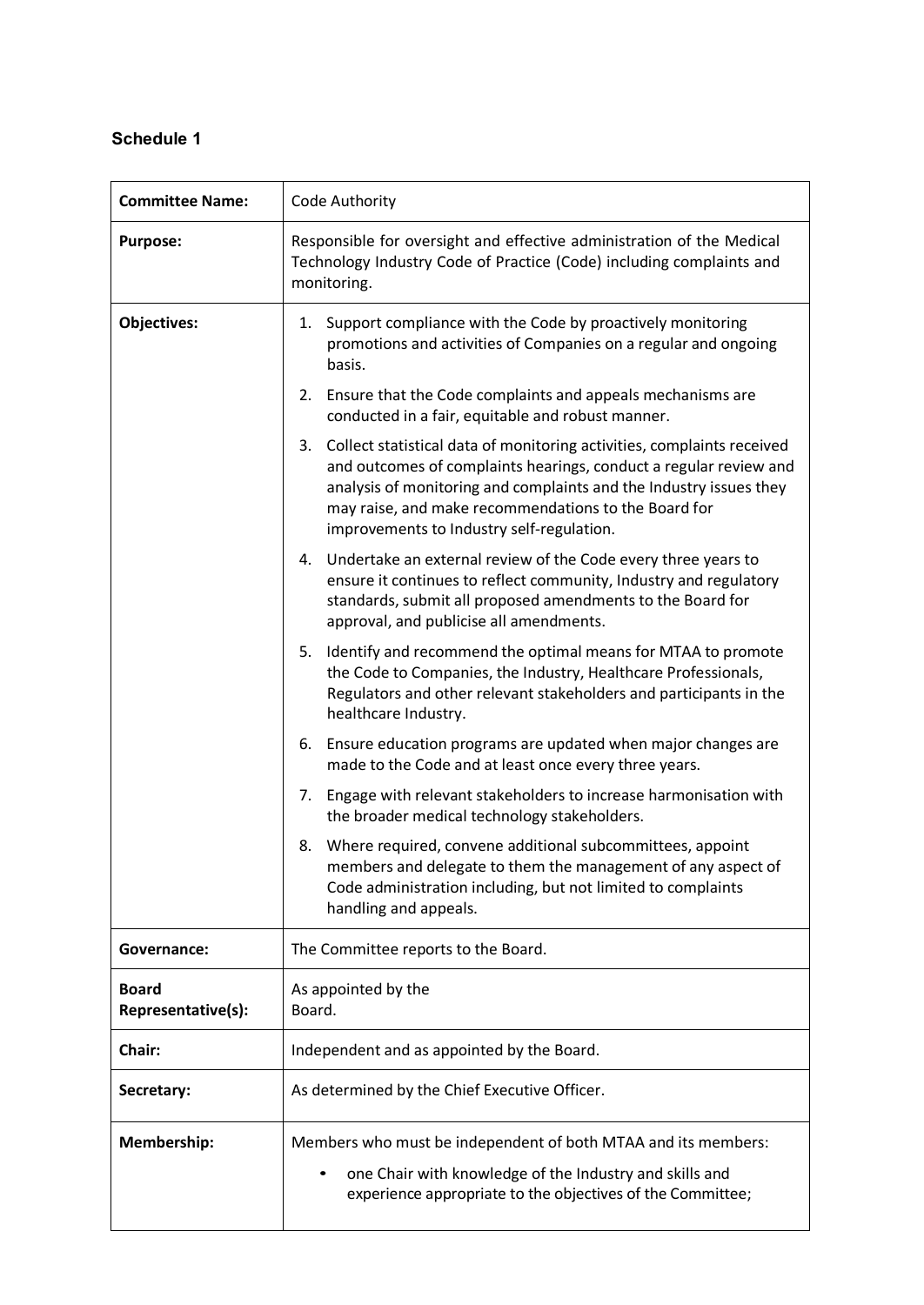## Schedule 1

| **Committee Name:** | Code Authority |
|---|---|
| **Purpose:** | Responsible for oversight and effective administration of the Medical Technology Industry Code of Practice (Code) including complaints and monitoring. |
| **Objectives:** | 1. Support compliance with the Code by proactively monitoring promotions and activities of Companies on a regular and ongoing basis.<br>2. Ensure that the Code complaints and appeals mechanisms are conducted in a fair, equitable and robust manner.<br>3. Collect statistical data of monitoring activities, complaints received and outcomes of complaints hearings, conduct a regular review and analysis of monitoring and complaints and the Industry issues they may raise, and make recommendations to the Board for improvements to Industry self-regulation.<br>4. Undertake an external review of the Code every three years to ensure it continues to reflect community, Industry and regulatory standards, submit all proposed amendments to the Board for approval, and publicise all amendments.<br>5. Identify and recommend the optimal means for MTAA to promote the Code to Companies, the Industry, Healthcare Professionals, Regulators and other relevant stakeholders and participants in the healthcare Industry.<br>6. Ensure education programs are updated when major changes are made to the Code and at least once every three years.<br>7. Engage with relevant stakeholders to increase harmonisation with the broader medical technology stakeholders.<br>8. Where required, convene additional subcommittees, appoint members and delegate to them the management of any aspect of Code administration including, but not limited to complaints handling and appeals. |
| **Governance:** | The Committee reports to the Board. |
| **Board Representative(s):** | As appointed by the Board. |
| **Chair:** | Independent and as appointed by the Board. |
| **Secretary:** | As determined by the Chief Executive Officer. |
| **Membership:** | Members who must be independent of both MTAA and its members:<br>• one Chair with knowledge of the Industry and skills and experience appropriate to the objectives of the Committee; |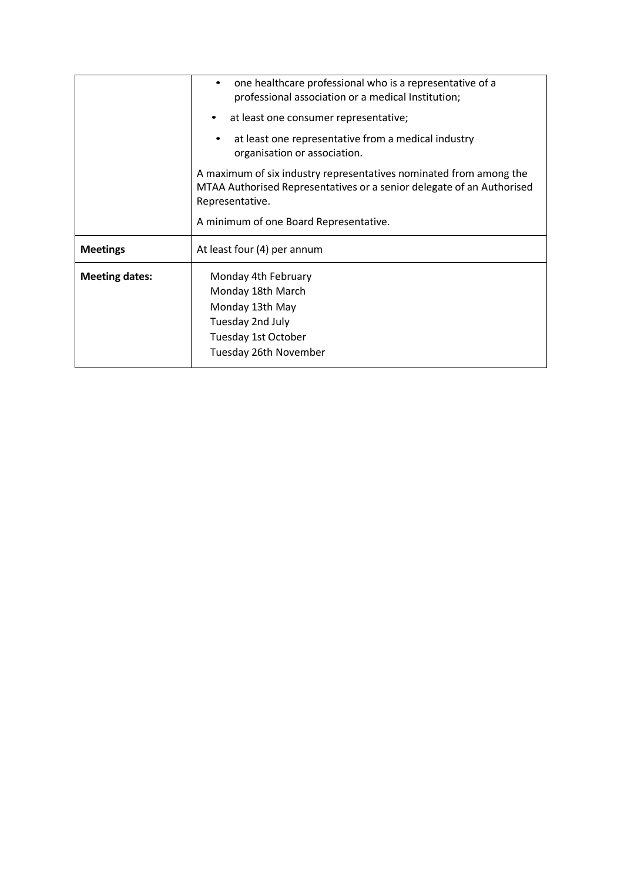| | |
|---|---|
| | • one healthcare professional who is a representative of a professional association or a medical Institution;<br>• at least one consumer representative;<br>• at least one representative from a medical industry organisation or association.<br><br>A maximum of six industry representatives nominated from among the MTAA Authorised Representatives or a senior delegate of an Authorised Representative.<br><br>A minimum of one Board Representative. |
| **Meetings** | At least four (4) per annum |
| **Meeting dates:** | Monday 4th February<br>Monday 18th March<br>Monday 13th May<br>Tuesday 2nd July<br>Tuesday 1st October<br>Tuesday 26th November |